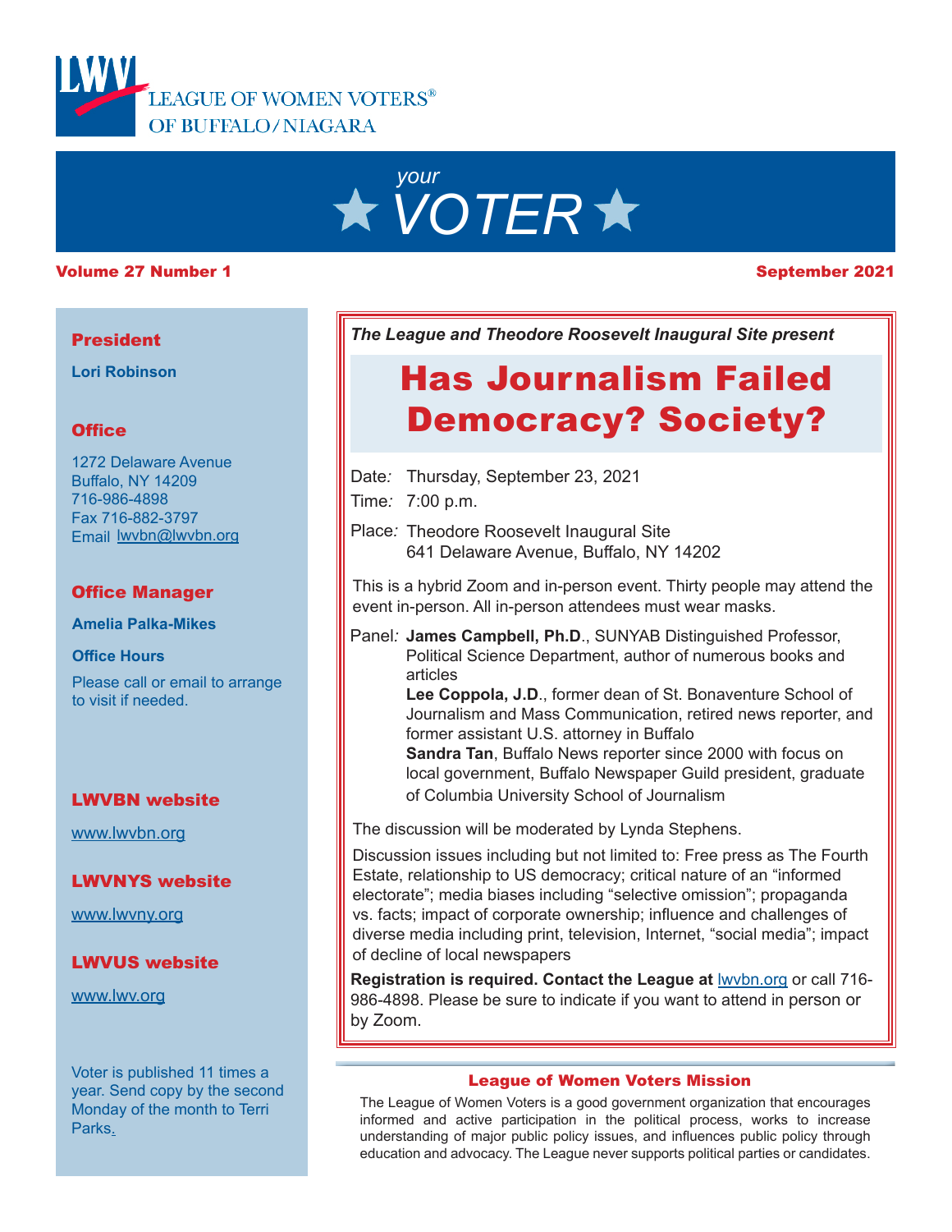LWV LEAGUE OF WOMEN VOTERS® OF BUFFALO/NIAGARA

# your VOTER

**Volume 27 Number 1** | **September 2021**

*The League and Theodore Roosevelt Inaugural Site present*

## Has Journalism Failed Democracy? Society?

Date: Thursday, September 23, 2021

Time: 7:00 p.m.

Place: Theodore Roosevelt Inaugural Site
641 Delaware Avenue, Buffalo, NY 14202

This is a hybrid Zoom and in-person event. Thirty people may attend the event in-person. All in-person attendees must wear masks.

Panel: **James Campbell, Ph.D.**, SUNYAB Distinguished Professor, Political Science Department, author of numerous books and articles

**Lee Coppola, J.D.**, former dean of St. Bonaventure School of Journalism and Mass Communication, retired news reporter, and former assistant U.S. attorney in Buffalo

**Sandra Tan**, Buffalo News reporter since 2000 with focus on local government, Buffalo Newspaper Guild president, graduate of Columbia University School of Journalism

The discussion will be moderated by Lynda Stephens.

Discussion issues including but not limited to: Free press as The Fourth Estate, relationship to US democracy; critical nature of an "informed electorate"; media biases including "selective omission"; propaganda vs. facts; impact of corporate ownership; influence and challenges of diverse media including print, television, Internet, "social media"; impact of decline of local newspapers

**Registration is required. Contact the League at** lwvbn.org or call 716-986-4898. Please be sure to indicate if you want to attend in person or by Zoom.

### League of Women Voters Mission

The League of Women Voters is a good government organization that encourages informed and active participation in the political process, works to increase understanding of major public policy issues, and influences public policy through education and advocacy. The League never supports political parties or candidates.

---

**President**

**Lori Robinson**

**Office**

1272 Delaware Avenue
Buffalo, NY 14209
716-986-4898
Fax 716-882-3797
Email lwvbn@lwvbn.org

**Office Manager**

**Amelia Palka-Mikes**

**Office Hours**

Please call or email to arrange to visit if needed.

**LWVBN website**

www.lwvbn.org

**LWVNYS website**

www.lwvny.org

**LWVUS website**

www.lwv.org

Voter is published 11 times a year. Send copy by the second Monday of the month to Terri Parks.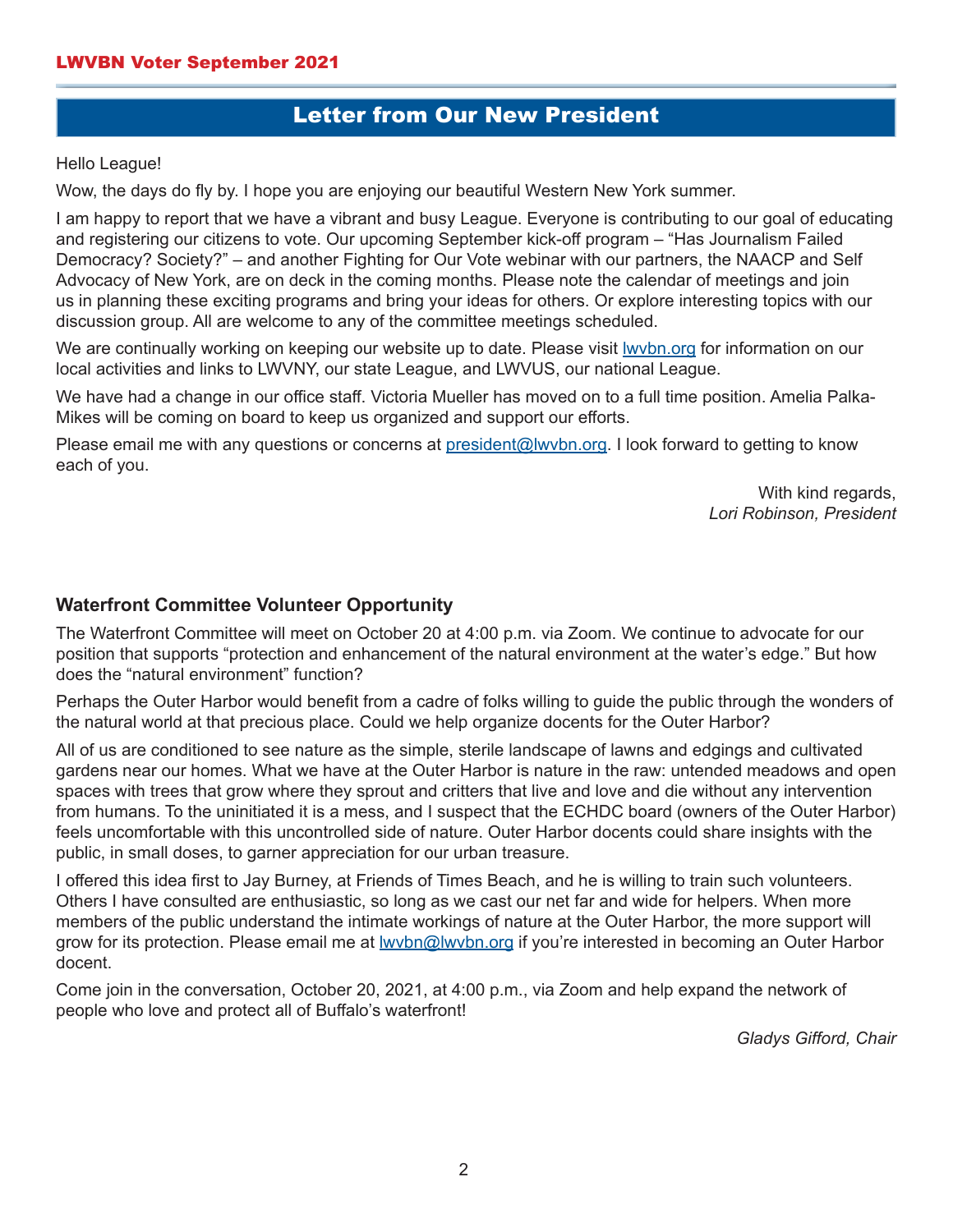## Letter from Our New President

Hello League!

Wow, the days do fly by. I hope you are enjoying our beautiful Western New York summer.

I am happy to report that we have a vibrant and busy League. Everyone is contributing to our goal of educating and registering our citizens to vote. Our upcoming September kick-off program – “Has Journalism Failed Democracy? Society?” – and another Fighting for Our Vote webinar with our partners, the NAACP and Self Advocacy of New York, are on deck in the coming months. Please note the calendar of meetings and join us in planning these exciting programs and bring your ideas for others. Or explore interesting topics with our discussion group. All are welcome to any of the committee meetings scheduled.

We are continually working on keeping our website up to date. Please visit lwvbn.org for information on our local activities and links to LWVNY, our state League, and LWVUS, our national League.

We have had a change in our office staff. Victoria Mueller has moved on to a full time position. Amelia Palka-Mikes will be coming on board to keep us organized and support our efforts.

Please email me with any questions or concerns at president@lwvbn.org. I look forward to getting to know each of you.

With kind regards,
*Lori Robinson, President*

### Waterfront Committee Volunteer Opportunity

The Waterfront Committee will meet on October 20 at 4:00 p.m. via Zoom. We continue to advocate for our position that supports “protection and enhancement of the natural environment at the water’s edge.” But how does the “natural environment” function?

Perhaps the Outer Harbor would benefit from a cadre of folks willing to guide the public through the wonders of the natural world at that precious place. Could we help organize docents for the Outer Harbor?

All of us are conditioned to see nature as the simple, sterile landscape of lawns and edgings and cultivated gardens near our homes. What we have at the Outer Harbor is nature in the raw: untended meadows and open spaces with trees that grow where they sprout and critters that live and love and die without any intervention from humans. To the uninitiated it is a mess, and I suspect that the ECHDC board (owners of the Outer Harbor) feels uncomfortable with this uncontrolled side of nature. Outer Harbor docents could share insights with the public, in small doses, to garner appreciation for our urban treasure.

I offered this idea first to Jay Burney, at Friends of Times Beach, and he is willing to train such volunteers. Others I have consulted are enthusiastic, so long as we cast our net far and wide for helpers. When more members of the public understand the intimate workings of nature at the Outer Harbor, the more support will grow for its protection. Please email me at lwvbn@lwvbn.org if you’re interested in becoming an Outer Harbor docent.

Come join in the conversation, October 20, 2021, at 4:00 p.m., via Zoom and help expand the network of people who love and protect all of Buffalo’s waterfront!

*Gladys Gifford, Chair*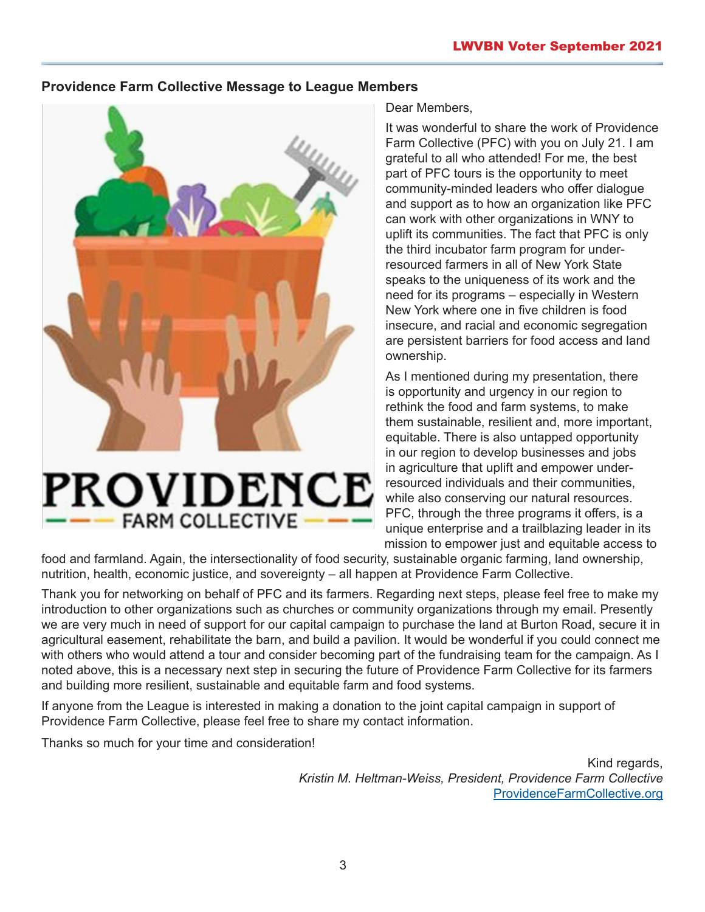## Providence Farm Collective Message to League Members

Dear Members,

It was wonderful to share the work of Providence Farm Collective (PFC) with you on July 21. I am grateful to all who attended! For me, the best part of PFC tours is the opportunity to meet community-minded leaders who offer dialogue and support as to how an organization like PFC can work with other organizations in WNY to uplift its communities. The fact that PFC is only the third incubator farm program for under-resourced farmers in all of New York State speaks to the uniqueness of its work and the need for its programs – especially in Western New York where one in five children is food insecure, and racial and economic segregation are persistent barriers for food access and land ownership.

As I mentioned during my presentation, there is opportunity and urgency in our region to rethink the food and farm systems, to make them sustainable, resilient and, more important, equitable. There is also untapped opportunity in our region to develop businesses and jobs in agriculture that uplift and empower under-resourced individuals and their communities, while also conserving our natural resources. PFC, through the three programs it offers, is a unique enterprise and a trailblazing leader in its mission to empower just and equitable access to food and farmland. Again, the intersectionality of food security, sustainable organic farming, land ownership, nutrition, health, economic justice, and sovereignty – all happen at Providence Farm Collective.

Thank you for networking on behalf of PFC and its farmers. Regarding next steps, please feel free to make my introduction to other organizations such as churches or community organizations through my email. Presently we are very much in need of support for our capital campaign to purchase the land at Burton Road, secure it in agricultural easement, rehabilitate the barn, and build a pavilion. It would be wonderful if you could connect me with others who would attend a tour and consider becoming part of the fundraising team for the campaign. As I noted above, this is a necessary next step in securing the future of Providence Farm Collective for its farmers and building more resilient, sustainable and equitable farm and food systems.

If anyone from the League is interested in making a donation to the joint capital campaign in support of Providence Farm Collective, please feel free to share my contact information.

Thanks so much for your time and consideration!

Kind regards,
*Kristin M. Heltman-Weiss, President, Providence Farm Collective*
[ProvidenceFarmCollective.org](ProvidenceFarmCollective.org)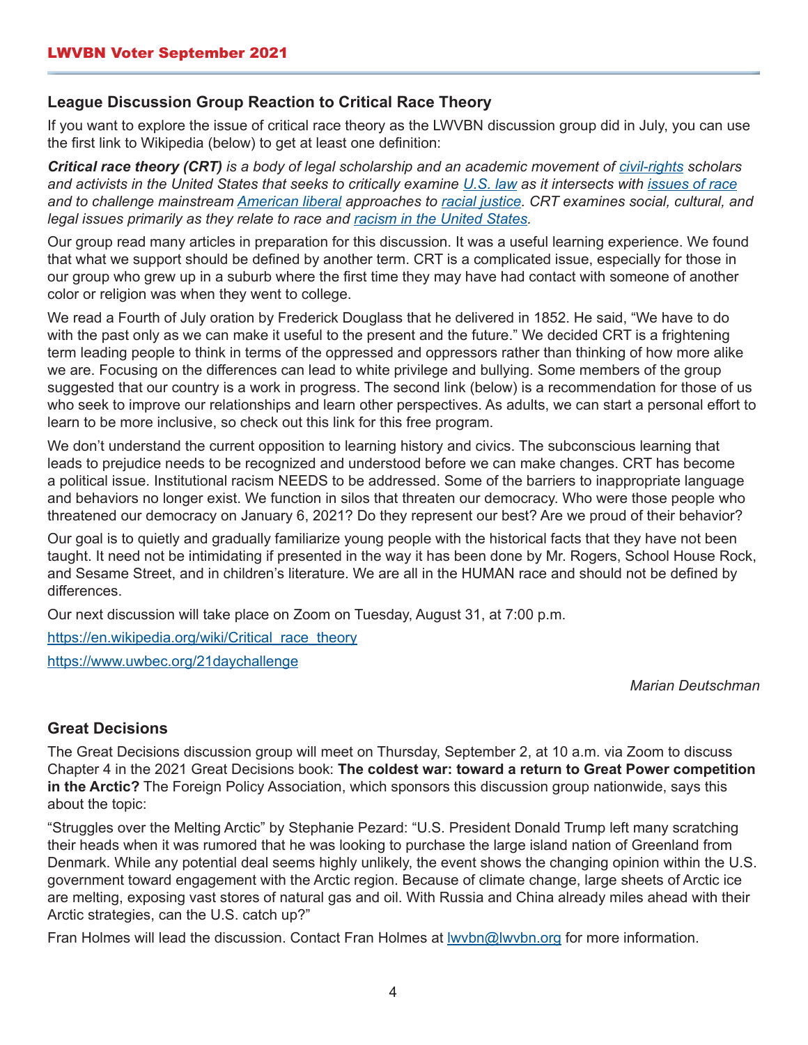## League Discussion Group Reaction to Critical Race Theory

If you want to explore the issue of critical race theory as the LWVBN discussion group did in July, you can use the first link to Wikipedia (below) to get at least one definition:

***Critical race theory (CRT)*** *is a body of legal scholarship and an academic movement of [civil-rights](#) scholars and activists in the United States that seeks to critically examine [U.S. law](#) as it intersects with [issues of race](#) and to challenge mainstream [American liberal](#) approaches to [racial justice](#). CRT examines social, cultural, and legal issues primarily as they relate to race and [racism in the United States](#).*

Our group read many articles in preparation for this discussion. It was a useful learning experience. We found that what we support should be defined by another term. CRT is a complicated issue, especially for those in our group who grew up in a suburb where the first time they may have had contact with someone of another color or religion was when they went to college.

We read a Fourth of July oration by Frederick Douglass that he delivered in 1852. He said, "We have to do with the past only as we can make it useful to the present and the future." We decided CRT is a frightening term leading people to think in terms of the oppressed and oppressors rather than thinking of how more alike we are. Focusing on the differences can lead to white privilege and bullying. Some members of the group suggested that our country is a work in progress. The second link (below) is a recommendation for those of us who seek to improve our relationships and learn other perspectives. As adults, we can start a personal effort to learn to be more inclusive, so check out this link for this free program.

We don't understand the current opposition to learning history and civics. The subconscious learning that leads to prejudice needs to be recognized and understood before we can make changes. CRT has become a political issue. Institutional racism NEEDS to be addressed. Some of the barriers to inappropriate language and behaviors no longer exist. We function in silos that threaten our democracy. Who were those people who threatened our democracy on January 6, 2021? Do they represent our best? Are we proud of their behavior?

Our goal is to quietly and gradually familiarize young people with the historical facts that they have not been taught. It need not be intimidating if presented in the way it has been done by Mr. Rogers, School House Rock, and Sesame Street, and in children's literature. We are all in the HUMAN race and should not be defined by differences.

Our next discussion will take place on Zoom on Tuesday, August 31, at 7:00 p.m.

https://en.wikipedia.org/wiki/Critical_race_theory

https://www.uwbec.org/21daychallenge

*Marian Deutschman*

## Great Decisions

The Great Decisions discussion group will meet on Thursday, September 2, at 10 a.m. via Zoom to discuss Chapter 4 in the 2021 Great Decisions book: **The coldest war: toward a return to Great Power competition in the Arctic?** The Foreign Policy Association, which sponsors this discussion group nationwide, says this about the topic:

"Struggles over the Melting Arctic" by Stephanie Pezard: "U.S. President Donald Trump left many scratching their heads when it was rumored that he was looking to purchase the large island nation of Greenland from Denmark. While any potential deal seems highly unlikely, the event shows the changing opinion within the U.S. government toward engagement with the Arctic region. Because of climate change, large sheets of Arctic ice are melting, exposing vast stores of natural gas and oil. With Russia and China already miles ahead with their Arctic strategies, can the U.S. catch up?"

Fran Holmes will lead the discussion. Contact Fran Holmes at lwvbn@lwvbn.org for more information.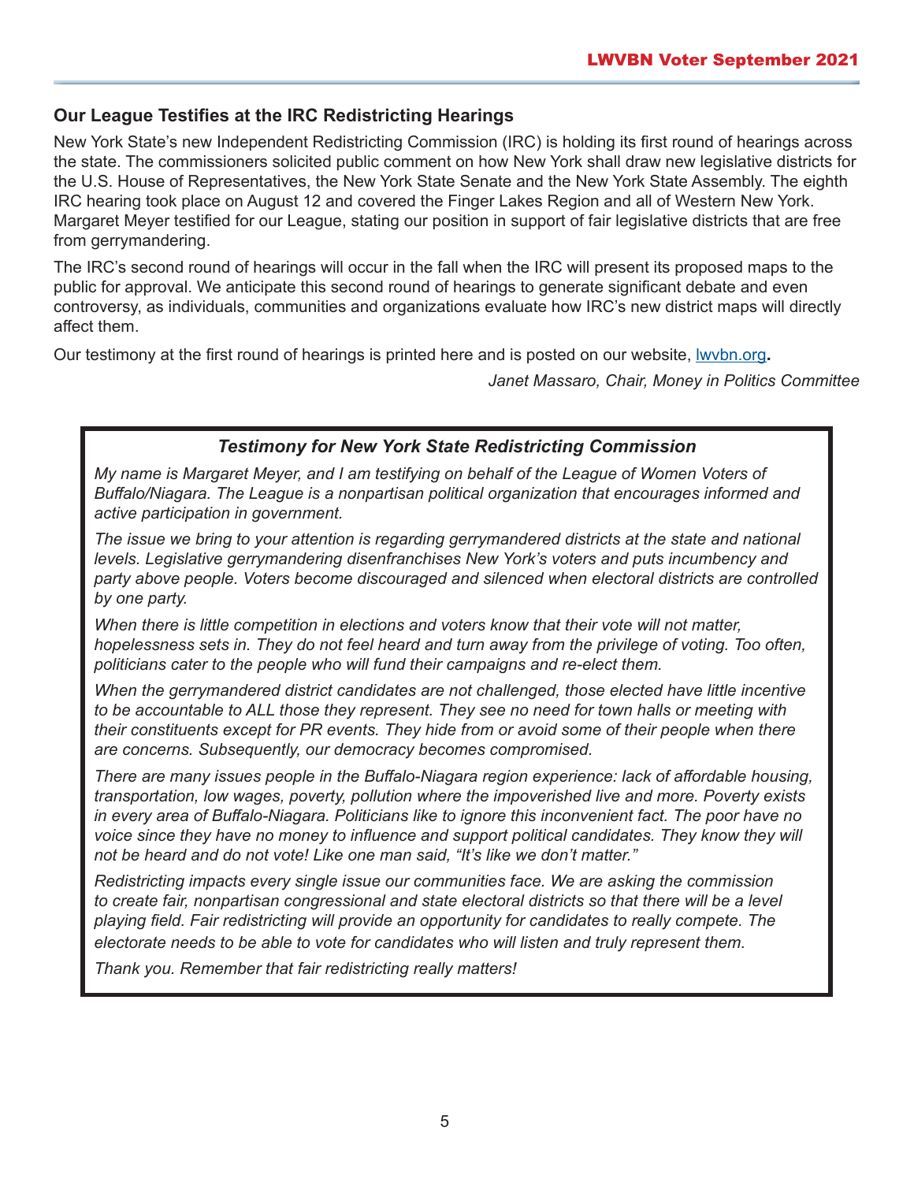## Our League Testifies at the IRC Redistricting Hearings

New York State's new Independent Redistricting Commission (IRC) is holding its first round of hearings across the state. The commissioners solicited public comment on how New York shall draw new legislative districts for the U.S. House of Representatives, the New York State Senate and the New York State Assembly. The eighth IRC hearing took place on August 12 and covered the Finger Lakes Region and all of Western New York. Margaret Meyer testified for our League, stating our position in support of fair legislative districts that are free from gerrymandering.

The IRC's second round of hearings will occur in the fall when the IRC will present its proposed maps to the public for approval. We anticipate this second round of hearings to generate significant debate and even controversy, as individuals, communities and organizations evaluate how IRC's new district maps will directly affect them.

Our testimony at the first round of hearings is printed here and is posted on our website, lwvbn.org**.**

*Janet Massaro, Chair, Money in Politics Committee*

### *Testimony for New York State Redistricting Commission*

*My name is Margaret Meyer, and I am testifying on behalf of the League of Women Voters of Buffalo/Niagara. The League is a nonpartisan political organization that encourages informed and active participation in government.*

*The issue we bring to your attention is regarding gerrymandered districts at the state and national levels. Legislative gerrymandering disenfranchises New York's voters and puts incumbency and party above people. Voters become discouraged and silenced when electoral districts are controlled by one party.*

*When there is little competition in elections and voters know that their vote will not matter, hopelessness sets in. They do not feel heard and turn away from the privilege of voting. Too often, politicians cater to the people who will fund their campaigns and re-elect them.*

*When the gerrymandered district candidates are not challenged, those elected have little incentive to be accountable to ALL those they represent. They see no need for town halls or meeting with their constituents except for PR events. They hide from or avoid some of their people when there are concerns. Subsequently, our democracy becomes compromised.*

*There are many issues people in the Buffalo-Niagara region experience: lack of affordable housing, transportation, low wages, poverty, pollution where the impoverished live and more. Poverty exists in every area of Buffalo-Niagara. Politicians like to ignore this inconvenient fact. The poor have no voice since they have no money to influence and support political candidates. They know they will not be heard and do not vote! Like one man said, "It's like we don't matter."*

*Redistricting impacts every single issue our communities face. We are asking the commission to create fair, nonpartisan congressional and state electoral districts so that there will be a level playing field. Fair redistricting will provide an opportunity for candidates to really compete. The electorate needs to be able to vote for candidates who will listen and truly represent them.*

*Thank you. Remember that fair redistricting really matters!*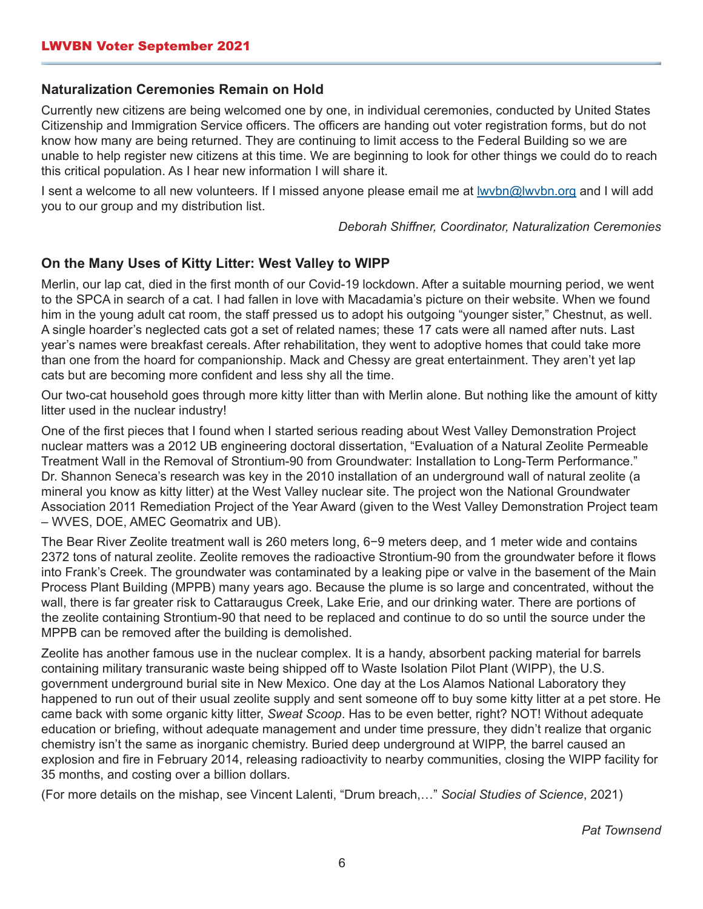## Naturalization Ceremonies Remain on Hold

Currently new citizens are being welcomed one by one, in individual ceremonies, conducted by United States Citizenship and Immigration Service officers. The officers are handing out voter registration forms, but do not know how many are being returned. They are continuing to limit access to the Federal Building so we are unable to help register new citizens at this time. We are beginning to look for other things we could do to reach this critical population. As I hear new information I will share it.

I sent a welcome to all new volunteers. If I missed anyone please email me at [lwvbn@lwvbn.org](mailto:lwvbn@lwvbn.org) and I will add you to our group and my distribution list.

*Deborah Shiffner, Coordinator, Naturalization Ceremonies*

## On the Many Uses of Kitty Litter: West Valley to WIPP

Merlin, our lap cat, died in the first month of our Covid-19 lockdown. After a suitable mourning period, we went to the SPCA in search of a cat. I had fallen in love with Macadamia's picture on their website. When we found him in the young adult cat room, the staff pressed us to adopt his outgoing "younger sister," Chestnut, as well. A single hoarder's neglected cats got a set of related names; these 17 cats were all named after nuts. Last year's names were breakfast cereals. After rehabilitation, they went to adoptive homes that could take more than one from the hoard for companionship. Mack and Chessy are great entertainment. They aren't yet lap cats but are becoming more confident and less shy all the time.

Our two-cat household goes through more kitty litter than with Merlin alone. But nothing like the amount of kitty litter used in the nuclear industry!

One of the first pieces that I found when I started serious reading about West Valley Demonstration Project nuclear matters was a 2012 UB engineering doctoral dissertation, "Evaluation of a Natural Zeolite Permeable Treatment Wall in the Removal of Strontium-90 from Groundwater: Installation to Long-Term Performance." Dr. Shannon Seneca's research was key in the 2010 installation of an underground wall of natural zeolite (a mineral you know as kitty litter) at the West Valley nuclear site. The project won the National Groundwater Association 2011 Remediation Project of the Year Award (given to the West Valley Demonstration Project team – WVES, DOE, AMEC Geomatrix and UB).

The Bear River Zeolite treatment wall is 260 meters long, 6−9 meters deep, and 1 meter wide and contains 2372 tons of natural zeolite. Zeolite removes the radioactive Strontium-90 from the groundwater before it flows into Frank's Creek. The groundwater was contaminated by a leaking pipe or valve in the basement of the Main Process Plant Building (MPPB) many years ago. Because the plume is so large and concentrated, without the wall, there is far greater risk to Cattaraugus Creek, Lake Erie, and our drinking water. There are portions of the zeolite containing Strontium-90 that need to be replaced and continue to do so until the source under the MPPB can be removed after the building is demolished.

Zeolite has another famous use in the nuclear complex. It is a handy, absorbent packing material for barrels containing military transuranic waste being shipped off to Waste Isolation Pilot Plant (WIPP), the U.S. government underground burial site in New Mexico. One day at the Los Alamos National Laboratory they happened to run out of their usual zeolite supply and sent someone off to buy some kitty litter at a pet store. He came back with some organic kitty litter, *Sweat Scoop*. Has to be even better, right? NOT! Without adequate education or briefing, without adequate management and under time pressure, they didn't realize that organic chemistry isn't the same as inorganic chemistry. Buried deep underground at WIPP, the barrel caused an explosion and fire in February 2014, releasing radioactivity to nearby communities, closing the WIPP facility for 35 months, and costing over a billion dollars.

(For more details on the mishap, see Vincent Lalenti, "Drum breach,…" *Social Studies of Science*, 2021)

*Pat Townsend*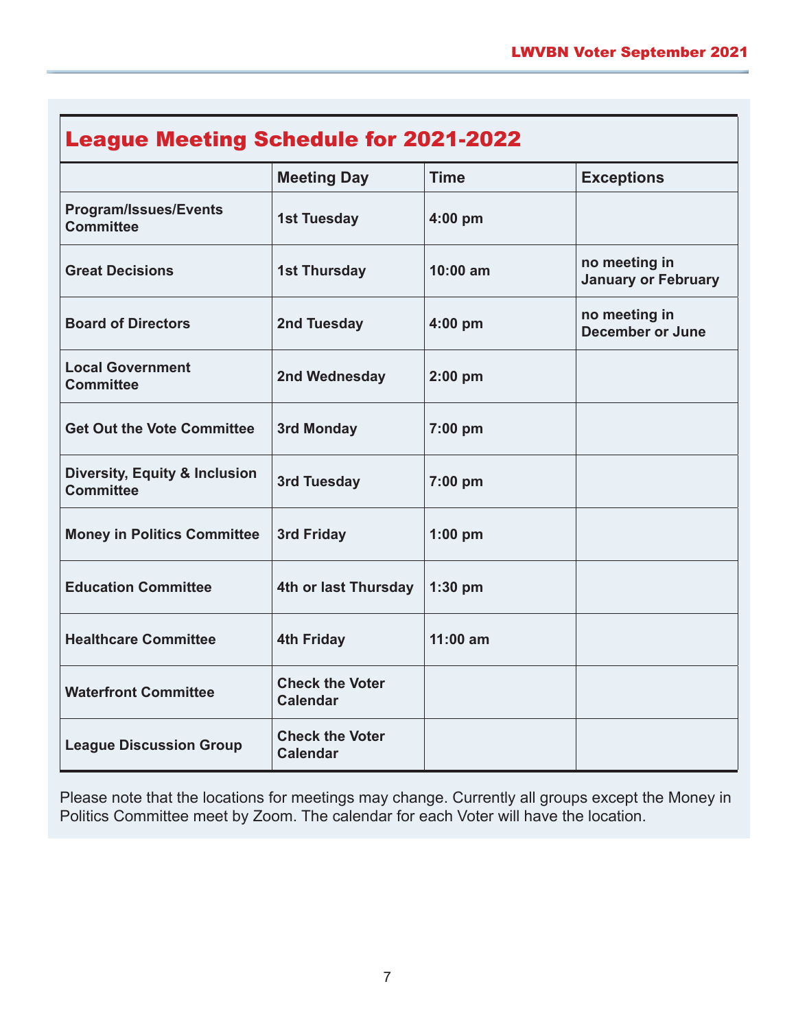# League Meeting Schedule for 2021-2022

| | Meeting Day | Time | Exceptions |
|---|---|---|---|
| Program/Issues/Events Committee | 1st Tuesday | 4:00 pm | |
| Great Decisions | 1st Thursday | 10:00 am | no meeting in January or February |
| Board of Directors | 2nd Tuesday | 4:00 pm | no meeting in December or June |
| Local Government Committee | 2nd Wednesday | 2:00 pm | |
| Get Out the Vote Committee | 3rd Monday | 7:00 pm | |
| Diversity, Equity & Inclusion Committee | 3rd Tuesday | 7:00 pm | |
| Money in Politics Committee | 3rd Friday | 1:00 pm | |
| Education Committee | 4th or last Thursday | 1:30 pm | |
| Healthcare Committee | 4th Friday | 11:00 am | |
| Waterfront Committee | Check the Voter Calendar | | |
| League Discussion Group | Check the Voter Calendar | | |

Please note that the locations for meetings may change. Currently all groups except the Money in Politics Committee meet by Zoom. The calendar for each Voter will have the location.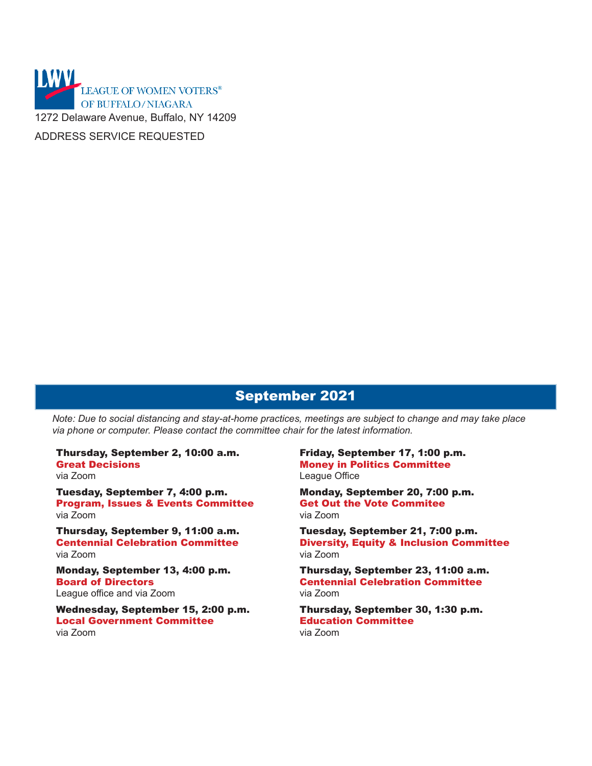LEAGUE OF WOMEN VOTERS®
OF BUFFALO/NIAGARA

1272 Delaware Avenue, Buffalo, NY 14209

ADDRESS SERVICE REQUESTED

## September 2021

*Note: Due to social distancing and stay-at-home practices, meetings are subject to change and may take place via phone or computer. Please contact the committee chair for the latest information.*

**Thursday, September 2, 10:00 a.m.**
**Great Decisions**
via Zoom

**Tuesday, September 7, 4:00 p.m.**
**Program, Issues & Events Committee**
via Zoom

**Thursday, September 9, 11:00 a.m.**
**Centennial Celebration Committee**
via Zoom

**Monday, September 13, 4:00 p.m.**
**Board of Directors**
League office and via Zoom

**Wednesday, September 15, 2:00 p.m.**
**Local Government Committee**
via Zoom

**Friday, September 17, 1:00 p.m.**
**Money in Politics Committee**
League Office

**Monday, September 20, 7:00 p.m.**
**Get Out the Vote Commitee**
via Zoom

**Tuesday, September 21, 7:00 p.m.**
**Diversity, Equity & Inclusion Committee**
via Zoom

**Thursday, September 23, 11:00 a.m.**
**Centennial Celebration Committee**
via Zoom

**Thursday, September 30, 1:30 p.m.**
**Education Committee**
via Zoom